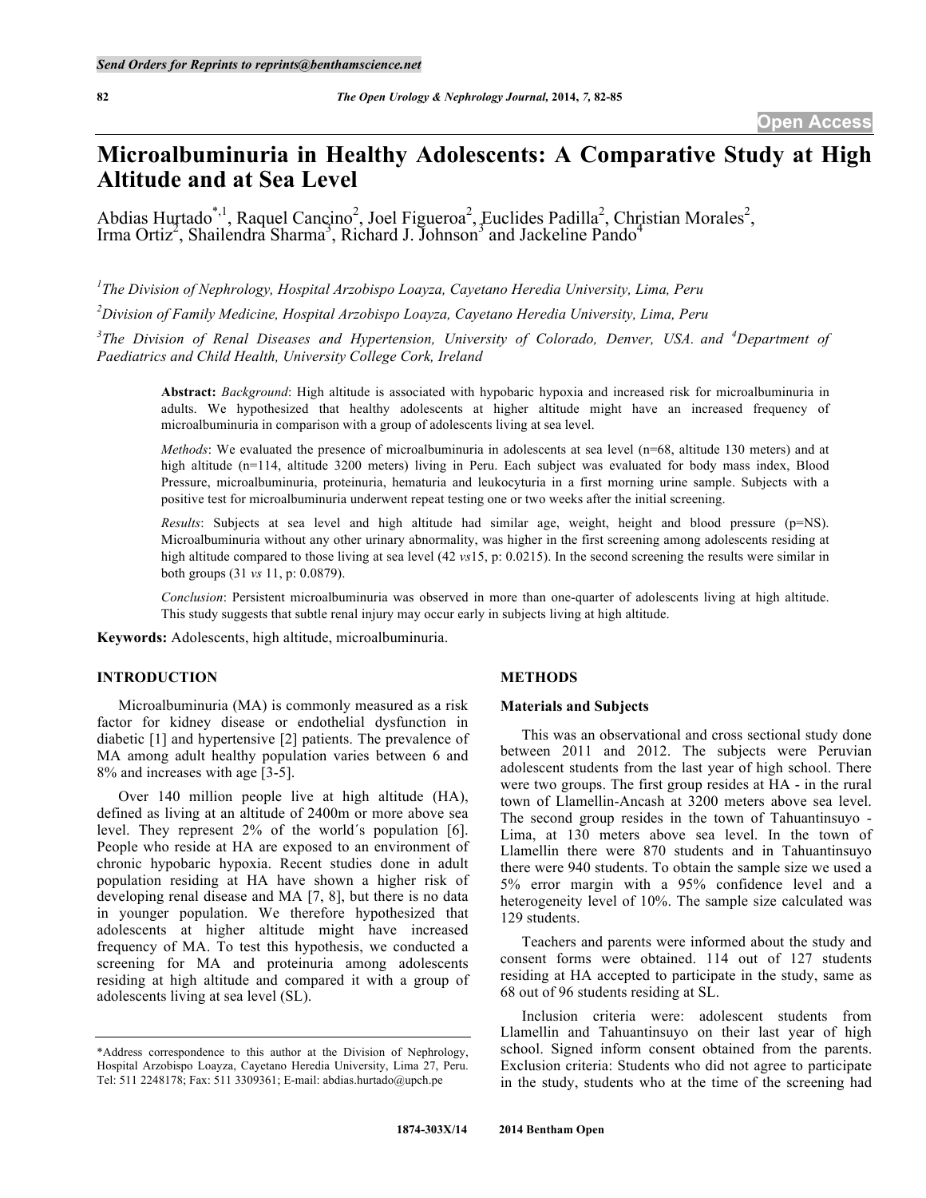# Microalbuminuria in Healthy Adolescents: A Comparative Study at High Altitude and at Sea Level

Abdias Hurtado[*,1], Raquel Cancino[2], Joel Figueroa[2], Euclides Padilla[2], Christian Morales[2], Irma Ortiz[2], Shailendra Sharma[3], Richard J. Johnson[3] and Jackeline Pando[4]

[1]The Division of Nephrology, Hospital Arzobispo Loayza, Cayetano Heredia University, Lima, Peru

[2]Division of Family Medicine, Hospital Arzobispo Loayza, Cayetano Heredia University, Lima, Peru

[3]The Division of Renal Diseases and Hypertension, University of Colorado, Denver, USA. and [4]Department of Paediatrics and Child Health, University College Cork, Ireland

**Abstract:** *Background*: High altitude is associated with hypobaric hypoxia and increased risk for microalbuminuria in adults. We hypothesized that healthy adolescents at higher altitude might have an increased frequency of microalbuminuria in comparison with a group of adolescents living at sea level.

*Methods*: We evaluated the presence of microalbuminuria in adolescents at sea level (n=68, altitude 130 meters) and at high altitude (n=114, altitude 3200 meters) living in Peru. Each subject was evaluated for body mass index, Blood Pressure, microalbuminuria, proteinuria, hematuria and leukocyturia in a first morning urine sample. Subjects with a positive test for microalbuminuria underwent repeat testing one or two weeks after the initial screening.

*Results*: Subjects at sea level and high altitude had similar age, weight, height and blood pressure (p=NS). Microalbuminuria without any other urinary abnormality, was higher in the first screening among adolescents residing at high altitude compared to those living at sea level (42 *vs*15, p: 0.0215). In the second screening the results were similar in both groups (31 *vs* 11, p: 0.0879).

*Conclusion*: Persistent microalbuminuria was observed in more than one-quarter of adolescents living at high altitude. This study suggests that subtle renal injury may occur early in subjects living at high altitude.

**Keywords:** Adolescents, high altitude, microalbuminuria.

## INTRODUCTION

Microalbuminuria (MA) is commonly measured as a risk factor for kidney disease or endothelial dysfunction in diabetic [1] and hypertensive [2] patients. The prevalence of MA among adult healthy population varies between 6 and 8% and increases with age [3-5].

Over 140 million people live at high altitude (HA), defined as living at an altitude of 2400m or more above sea level. They represent 2% of the world´s population [6]. People who reside at HA are exposed to an environment of chronic hypobaric hypoxia. Recent studies done in adult population residing at HA have shown a higher risk of developing renal disease and MA [7, 8], but there is no data in younger population. We therefore hypothesized that adolescents at higher altitude might have increased frequency of MA. To test this hypothesis, we conducted a screening for MA and proteinuria among adolescents residing at high altitude and compared it with a group of adolescents living at sea level (SL).

## METHODS

### Materials and Subjects

This was an observational and cross sectional study done between 2011 and 2012. The subjects were Peruvian adolescent students from the last year of high school. There were two groups. The first group resides at HA - in the rural town of Llamellin-Ancash at 3200 meters above sea level. The second group resides in the town of Tahuantinsuyo - Lima, at 130 meters above sea level. In the town of Llamellin there were 870 students and in Tahuantinsuyo there were 940 students. To obtain the sample size we used a 5% error margin with a 95% confidence level and a heterogeneity level of 10%. The sample size calculated was 129 students.

Teachers and parents were informed about the study and consent forms were obtained. 114 out of 127 students residing at HA accepted to participate in the study, same as 68 out of 96 students residing at SL.

Inclusion criteria were: adolescent students from Llamellin and Tahuantinsuyo on their last year of high school. Signed inform consent obtained from the parents. Exclusion criteria: Students who did not agree to participate in the study, students who at the time of the screening had

*Address correspondence to this author at the Division of Nephrology, Hospital Arzobispo Loayza, Cayetano Heredia University, Lima 27, Peru. Tel: 511 2248178; Fax: 511 3309361; E-mail: abdias.hurtado@upch.pe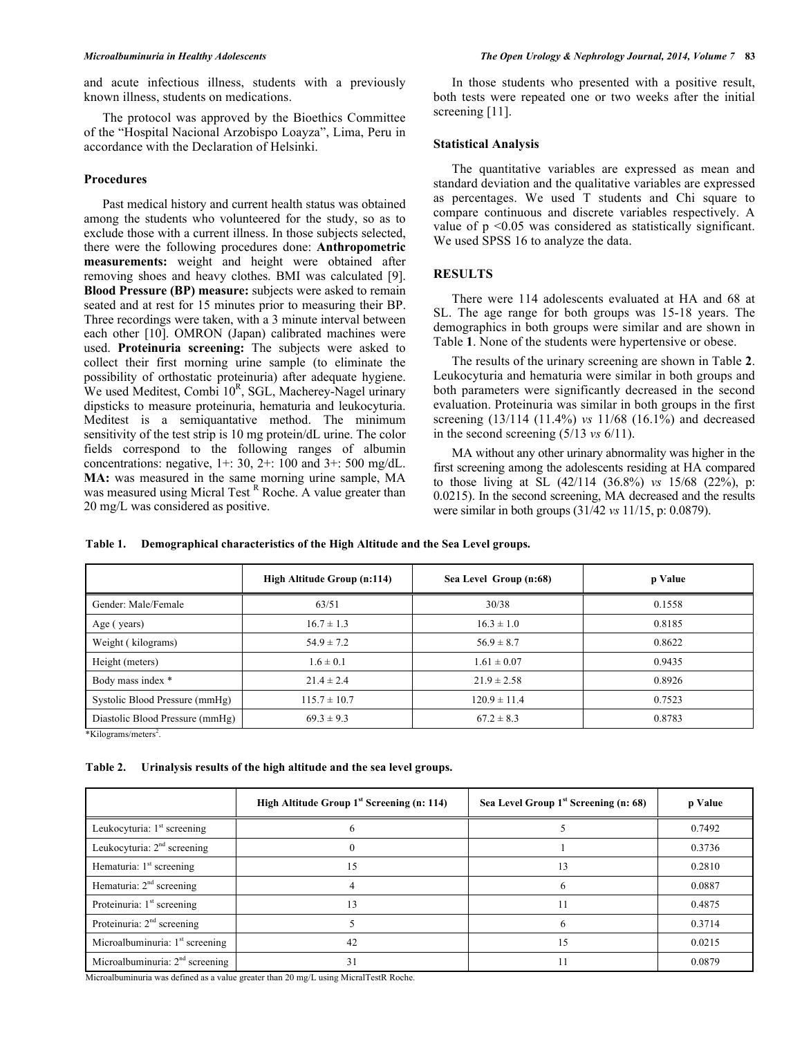and acute infectious illness, students with a previously known illness, students on medications.

The protocol was approved by the Bioethics Committee of the "Hospital Nacional Arzobispo Loayza", Lima, Peru in accordance with the Declaration of Helsinki.

### Procedures

Past medical history and current health status was obtained among the students who volunteered for the study, so as to exclude those with a current illness. In those subjects selected, there were the following procedures done: **Anthropometric measurements:** weight and height were obtained after removing shoes and heavy clothes. BMI was calculated [9]. **Blood Pressure (BP) measure:** subjects were asked to remain seated and at rest for 15 minutes prior to measuring their BP. Three recordings were taken, with a 3 minute interval between each other [10]. OMRON (Japan) calibrated machines were used. **Proteinuria screening:** The subjects were asked to collect their first morning urine sample (to eliminate the possibility of orthostatic proteinuria) after adequate hygiene. We used Meditest, Combi 10[R], SGL, Macherey-Nagel urinary dipsticks to measure proteinuria, hematuria and leukocyturia. Meditest is a semiquantative method. The minimum sensitivity of the test strip is 10 mg protein/dL urine. The color fields correspond to the following ranges of albumin concentrations: negative, 1+: 30, 2+: 100 and 3+: 500 mg/dL. **MA:** was measured in the same morning urine sample, MA was measured using Micral Test [R] Roche. A value greater than 20 mg/L was considered as positive.

In those students who presented with a positive result, both tests were repeated one or two weeks after the initial screening [11].

### Statistical Analysis

The quantitative variables are expressed as mean and standard deviation and the qualitative variables are expressed as percentages. We used T students and Chi square to compare continuous and discrete variables respectively. A value of $p < 0.05$ was considered as statistically significant. We used SPSS 16 to analyze the data.

## RESULTS

There were 114 adolescents evaluated at HA and 68 at SL. The age range for both groups was 15-18 years. The demographics in both groups were similar and are shown in Table **1**. None of the students were hypertensive or obese.

The results of the urinary screening are shown in Table **2**. Leukocyturia and hematuria were similar in both groups and both parameters were significantly decreased in the second evaluation. Proteinuria was similar in both groups in the first screening (13/114 (11.4%) *vs* 11/68 (16.1%) and decreased in the second screening (5/13 *vs* 6/11).

MA without any other urinary abnormality was higher in the first screening among the adolescents residing at HA compared to those living at SL (42/114 (36.8%) *vs* 15/68 (22%), p: 0.0215). In the second screening, MA decreased and the results were similar in both groups (31/42 *vs* 11/15, p: 0.0879).

**Table 1. Demographical characteristics of the High Altitude and the Sea Level groups.**

| | High Altitude Group (n:114) | Sea Level Group (n:68) | p Value |
|---|---|---|---|
| Gender: Male/Female | 63/51 | 30/38 | 0.1558 |
| Age ( years) | 16.7 ± 1.3 | 16.3 ± 1.0 | 0.8185 |
| Weight ( kilograms) | 54.9 ± 7.2 | 56.9 ± 8.7 | 0.8622 |
| Height (meters) | 1.6 ± 0.1 | 1.61 ± 0.07 | 0.9435 |
| Body mass index * | 21.4 ± 2.4 | 21.9 ± 2.58 | 0.8926 |
| Systolic Blood Pressure (mmHg) | 115.7 ± 10.7 | 120.9 ± 11.4 | 0.7523 |
| Diastolic Blood Pressure (mmHg) | 69.3 ± 9.3 | 67.2 ± 8.3 | 0.8783 |

*Kilograms/meters$^2$.

**Table 2. Urinalysis results of the high altitude and the sea level groups.**

| | High Altitude Group 1st Screening (n: 114) | Sea Level Group 1st Screening (n: 68) | p Value |
|---|---|---|---|
| Leukocyturia: 1st screening | 6 | 5 | 0.7492 |
| Leukocyturia: 2nd screening | 0 | 1 | 0.3736 |
| Hematuria: 1st screening | 15 | 13 | 0.2810 |
| Hematuria: 2nd screening | 4 | 6 | 0.0887 |
| Proteinuria: 1st screening | 13 | 11 | 0.4875 |
| Proteinuria: 2nd screening | 5 | 6 | 0.3714 |
| Microalbuminuria: 1st screening | 42 | 15 | 0.0215 |
| Microalbuminuria: 2nd screening | 31 | 11 | 0.0879 |

Microalbuminuria was defined as a value greater than 20 mg/L using MicralTestR Roche.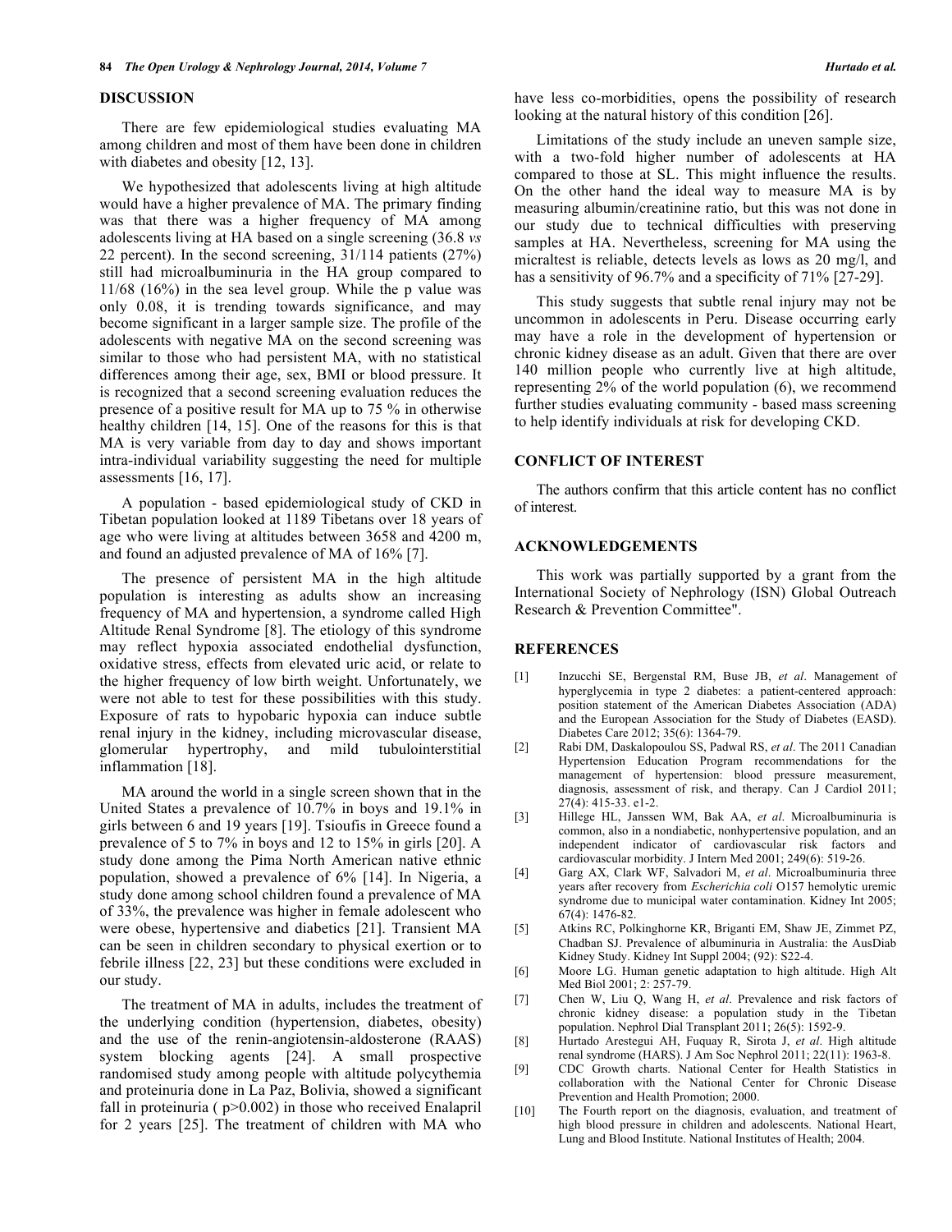## DISCUSSION

There are few epidemiological studies evaluating MA among children and most of them have been done in children with diabetes and obesity [12, 13].

We hypothesized that adolescents living at high altitude would have a higher prevalence of MA. The primary finding was that there was a higher frequency of MA among adolescents living at HA based on a single screening (36.8 *vs* 22 percent). In the second screening, 31/114 patients (27%) still had microalbuminuria in the HA group compared to 11/68 (16%) in the sea level group. While the p value was only 0.08, it is trending towards significance, and may become significant in a larger sample size. The profile of the adolescents with negative MA on the second screening was similar to those who had persistent MA, with no statistical differences among their age, sex, BMI or blood pressure. It is recognized that a second screening evaluation reduces the presence of a positive result for MA up to 75 % in otherwise healthy children [14, 15]. One of the reasons for this is that MA is very variable from day to day and shows important intra-individual variability suggesting the need for multiple assessments [16, 17].

A population - based epidemiological study of CKD in Tibetan population looked at 1189 Tibetans over 18 years of age who were living at altitudes between 3658 and 4200 m, and found an adjusted prevalence of MA of 16% [7].

The presence of persistent MA in the high altitude population is interesting as adults show an increasing frequency of MA and hypertension, a syndrome called High Altitude Renal Syndrome [8]. The etiology of this syndrome may reflect hypoxia associated endothelial dysfunction, oxidative stress, effects from elevated uric acid, or relate to the higher frequency of low birth weight. Unfortunately, we were not able to test for these possibilities with this study. Exposure of rats to hypobaric hypoxia can induce subtle renal injury in the kidney, including microvascular disease, glomerular hypertrophy, and mild tubulointerstitial inflammation [18].

MA around the world in a single screen shown that in the United States a prevalence of 10.7% in boys and 19.1% in girls between 6 and 19 years [19]. Tsioufis in Greece found a prevalence of 5 to 7% in boys and 12 to 15% in girls [20]. A study done among the Pima North American native ethnic population, showed a prevalence of 6% [14]. In Nigeria, a study done among school children found a prevalence of MA of 33%, the prevalence was higher in female adolescent who were obese, hypertensive and diabetics [21]. Transient MA can be seen in children secondary to physical exertion or to febrile illness [22, 23] but these conditions were excluded in our study.

The treatment of MA in adults, includes the treatment of the underlying condition (hypertension, diabetes, obesity) and the use of the renin-angiotensin-aldosterone (RAAS) system blocking agents [24]. A small prospective randomised study among people with altitude polycythemia and proteinuria done in La Paz, Bolivia, showed a significant fall in proteinuria ( p>0.002) in those who received Enalapril for 2 years [25]. The treatment of children with MA who have less co-morbidities, opens the possibility of research looking at the natural history of this condition [26].

Limitations of the study include an uneven sample size, with a two-fold higher number of adolescents at HA compared to those at SL. This might influence the results. On the other hand the ideal way to measure MA is by measuring albumin/creatinine ratio, but this was not done in our study due to technical difficulties with preserving samples at HA. Nevertheless, screening for MA using the micraltest is reliable, detects levels as lows as 20 mg/l, and has a sensitivity of 96.7% and a specificity of 71% [27-29].

This study suggests that subtle renal injury may not be uncommon in adolescents in Peru. Disease occurring early may have a role in the development of hypertension or chronic kidney disease as an adult. Given that there are over 140 million people who currently live at high altitude, representing 2% of the world population (6), we recommend further studies evaluating community - based mass screening to help identify individuals at risk for developing CKD.

## CONFLICT OF INTEREST

The authors confirm that this article content has no conflict of interest.

## ACKNOWLEDGEMENTS

This work was partially supported by a grant from the International Society of Nephrology (ISN) Global Outreach Research & Prevention Committee".

## REFERENCES

[1] Inzucchi SE, Bergenstal RM, Buse JB, *et al*. Management of hyperglycemia in type 2 diabetes: a patient-centered approach: position statement of the American Diabetes Association (ADA) and the European Association for the Study of Diabetes (EASD). Diabetes Care 2012; 35(6): 1364-79.

[2] Rabi DM, Daskalopoulou SS, Padwal RS, *et al*. The 2011 Canadian Hypertension Education Program recommendations for the management of hypertension: blood pressure measurement, diagnosis, assessment of risk, and therapy. Can J Cardiol 2011; 27(4): 415-33. e1-2.

[3] Hillege HL, Janssen WM, Bak AA, *et al*. Microalbuminuria is common, also in a nondiabetic, nonhypertensive population, and an independent indicator of cardiovascular risk factors and cardiovascular morbidity. J Intern Med 2001; 249(6): 519-26.

[4] Garg AX, Clark WF, Salvadori M, *et al*. Microalbuminuria three years after recovery from *Escherichia coli* O157 hemolytic uremic syndrome due to municipal water contamination. Kidney Int 2005; 67(4): 1476-82.

[5] Atkins RC, Polkinghorne KR, Briganti EM, Shaw JE, Zimmet PZ, Chadban SJ. Prevalence of albuminuria in Australia: the AusDiab Kidney Study. Kidney Int Suppl 2004; (92): S22-4.

[6] Moore LG. Human genetic adaptation to high altitude. High Alt Med Biol 2001; 2: 257-79.

[7] Chen W, Liu Q, Wang H, *et al*. Prevalence and risk factors of chronic kidney disease: a population study in the Tibetan population. Nephrol Dial Transplant 2011; 26(5): 1592-9.

[8] Hurtado Arestegui AH, Fuquay R, Sirota J, *et al*. High altitude renal syndrome (HARS). J Am Soc Nephrol 2011; 22(11): 1963-8.

[9] CDC Growth charts. National Center for Health Statistics in collaboration with the National Center for Chronic Disease Prevention and Health Promotion; 2000.

[10] The Fourth report on the diagnosis, evaluation, and treatment of high blood pressure in children and adolescents. National Heart, Lung and Blood Institute. National Institutes of Health; 2004.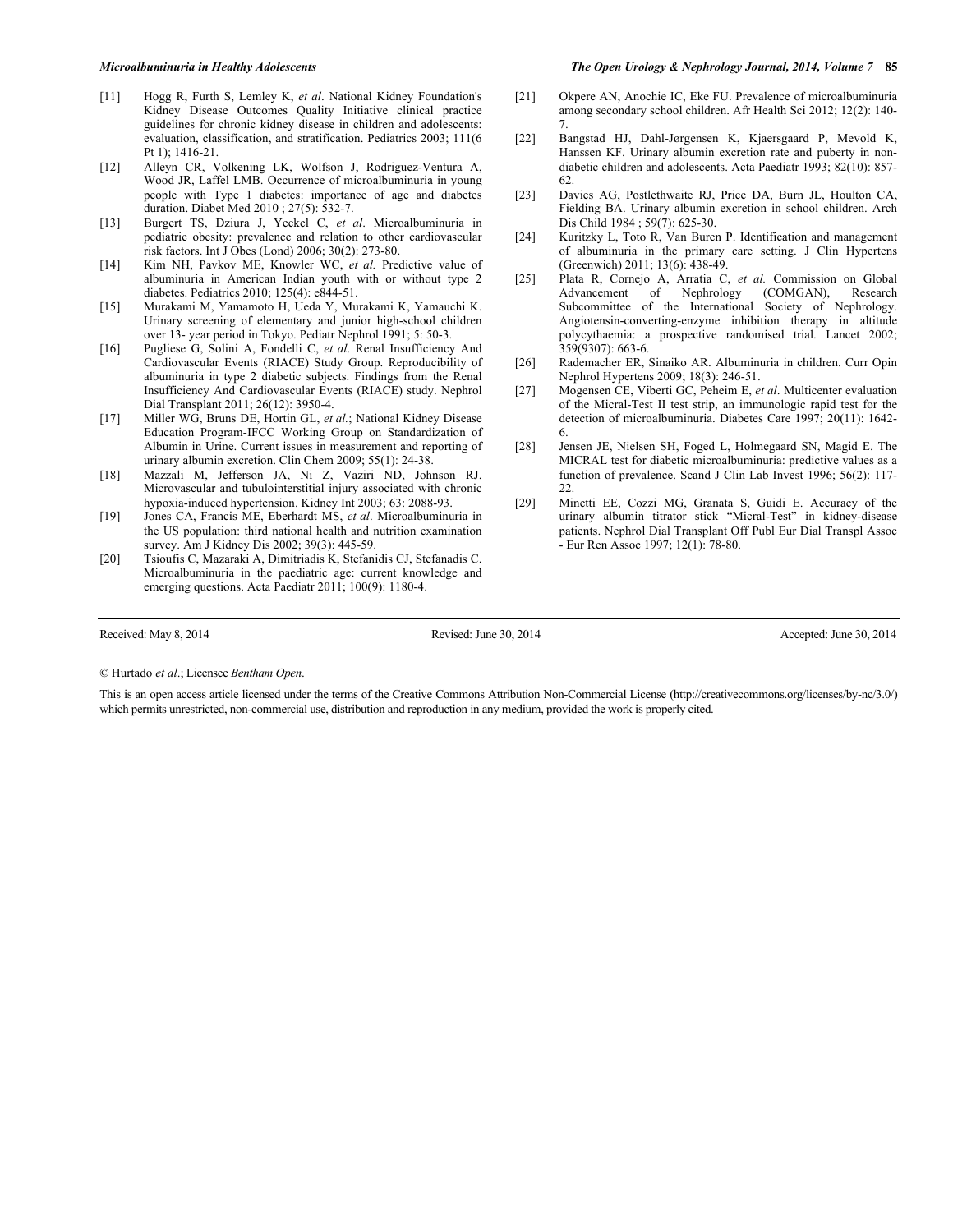[11] Hogg R, Furth S, Lemley K, *et al*. National Kidney Foundation's Kidney Disease Outcomes Quality Initiative clinical practice guidelines for chronic kidney disease in children and adolescents: evaluation, classification, and stratification. Pediatrics 2003; 111(6 Pt 1); 1416-21.

[12] Alleyn CR, Volkening LK, Wolfson J, Rodriguez-Ventura A, Wood JR, Laffel LMB. Occurrence of microalbuminuria in young people with Type 1 diabetes: importance of age and diabetes duration. Diabet Med 2010 ; 27(5): 532-7.

[13] Burgert TS, Dziura J, Yeckel C, *et al*. Microalbuminuria in pediatric obesity: prevalence and relation to other cardiovascular risk factors. Int J Obes (Lond) 2006; 30(2): 273-80.

[14] Kim NH, Pavkov ME, Knowler WC, *et al.* Predictive value of albuminuria in American Indian youth with or without type 2 diabetes. Pediatrics 2010; 125(4): e844-51.

[15] Murakami M, Yamamoto H, Ueda Y, Murakami K, Yamauchi K. Urinary screening of elementary and junior high-school children over 13- year period in Tokyo. Pediatr Nephrol 1991; 5: 50-3.

[16] Pugliese G, Solini A, Fondelli C, *et al*. Renal Insufficiency And Cardiovascular Events (RIACE) Study Group. Reproducibility of albuminuria in type 2 diabetic subjects. Findings from the Renal Insufficiency And Cardiovascular Events (RIACE) study. Nephrol Dial Transplant 2011; 26(12): 3950-4.

[17] Miller WG, Bruns DE, Hortin GL, *et al.*; National Kidney Disease Education Program-IFCC Working Group on Standardization of Albumin in Urine. Current issues in measurement and reporting of urinary albumin excretion. Clin Chem 2009; 55(1): 24-38.

[18] Mazzali M, Jefferson JA, Ni Z, Vaziri ND, Johnson RJ. Microvascular and tubulointerstitial injury associated with chronic hypoxia-induced hypertension. Kidney Int 2003; 63: 2088-93.

[19] Jones CA, Francis ME, Eberhardt MS, *et al*. Microalbuminuria in the US population: third national health and nutrition examination survey. Am J Kidney Dis 2002; 39(3): 445-59.

[20] Tsioufis C, Mazaraki A, Dimitriadis K, Stefanidis CJ, Stefanadis C. Microalbuminuria in the paediatric age: current knowledge and emerging questions. Acta Paediatr 2011; 100(9): 1180-4.

[21] Okpere AN, Anochie IC, Eke FU. Prevalence of microalbuminuria among secondary school children. Afr Health Sci 2012; 12(2): 140-7.

[22] Bangstad HJ, Dahl-Jørgensen K, Kjaersgaard P, Mevold K, Hanssen KF. Urinary albumin excretion rate and puberty in non-diabetic children and adolescents. Acta Paediatr 1993; 82(10): 857-62.

[23] Davies AG, Postlethwaite RJ, Price DA, Burn JL, Houlton CA, Fielding BA. Urinary albumin excretion in school children. Arch Dis Child 1984 ; 59(7): 625-30.

[24] Kuritzky L, Toto R, Van Buren P. Identification and management of albuminuria in the primary care setting. J Clin Hypertens (Greenwich) 2011; 13(6): 438-49.

[25] Plata R, Cornejo A, Arratia C, *et al.* Commission on Global Advancement of Nephrology (COMGAN), Research Subcommittee of the International Society of Nephrology. Angiotensin-converting-enzyme inhibition therapy in altitude polycythaemia: a prospective randomised trial. Lancet 2002; 359(9307): 663-6.

[26] Rademacher ER, Sinaiko AR. Albuminuria in children. Curr Opin Nephrol Hypertens 2009; 18(3): 246-51.

[27] Mogensen CE, Viberti GC, Peheim E, *et al*. Multicenter evaluation of the Micral-Test II test strip, an immunologic rapid test for the detection of microalbuminuria. Diabetes Care 1997; 20(11): 1642-6.

[28] Jensen JE, Nielsen SH, Foged L, Holmegaard SN, Magid E. The MICRAL test for diabetic microalbuminuria: predictive values as a function of prevalence. Scand J Clin Lab Invest 1996; 56(2): 117-22.

[29] Minetti EE, Cozzi MG, Granata S, Guidi E. Accuracy of the urinary albumin titrator stick "Micral-Test" in kidney-disease patients. Nephrol Dial Transplant Off Publ Eur Dial Transpl Assoc - Eur Ren Assoc 1997; 12(1): 78-80.

Received: May 8, 2014 Revised: June 30, 2014 Accepted: June 30, 2014

© Hurtado *et al*.; Licensee *Bentham Open*.

This is an open access article licensed under the terms of the Creative Commons Attribution Non-Commercial License (http://creativecommons.org/licenses/by-nc/3.0/) which permits unrestricted, non-commercial use, distribution and reproduction in any medium, provided the work is properly cited.